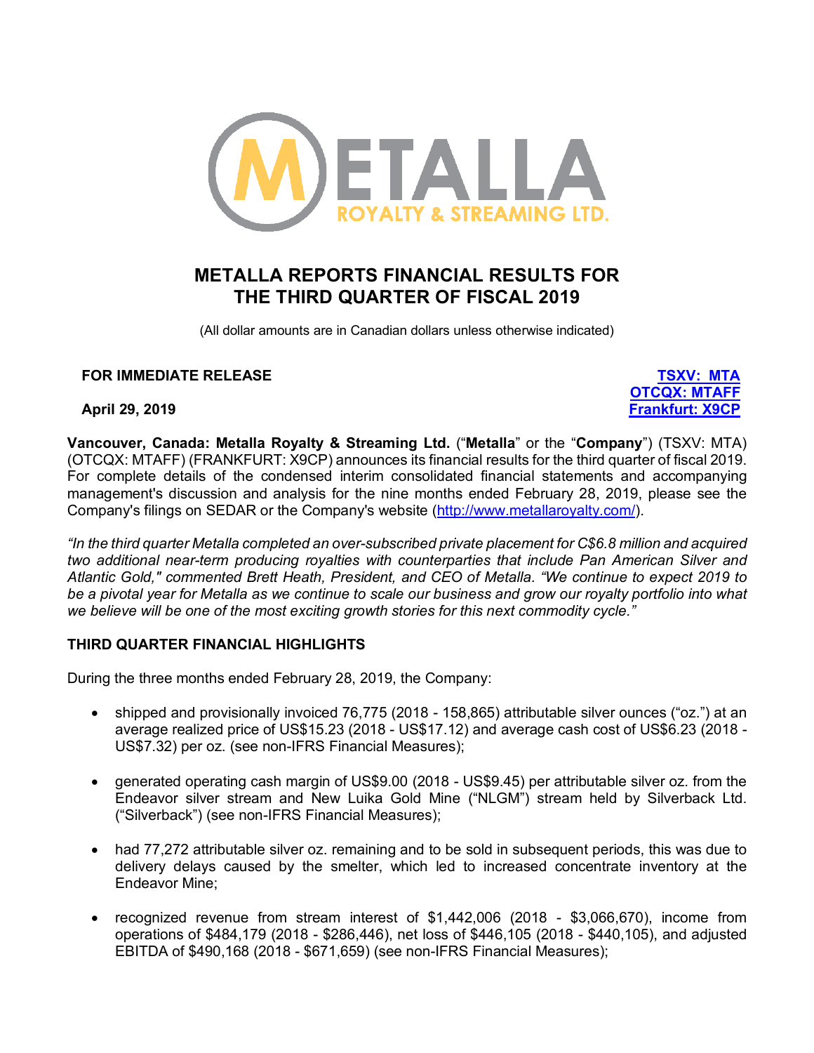# METALLA REPORTS FINANCIAL RESULTS FOR THE THIRD QUARTER OF FISCAL 2019

(All dollar amounts are in Canadian dollars unless otherwise indicated)

**FOR IMMEDIATE RELEASE**

**April 29, 2019**

**TSXV: MTA**
**OTCQX: MTAFF**
**Frankfurt: X9CP**

**Vancouver, Canada: Metalla Royalty & Streaming Ltd.** ("**Metalla**" or the "**Company**") (TSXV: MTA) (OTCQX: MTAFF) (FRANKFURT: X9CP) announces its financial results for the third quarter of fiscal 2019. For complete details of the condensed interim consolidated financial statements and accompanying management's discussion and analysis for the nine months ended February 28, 2019, please see the Company's filings on SEDAR or the Company's website (http://www.metallaroyalty.com/).

*"In the third quarter Metalla completed an over-subscribed private placement for C$6.8 million and acquired two additional near-term producing royalties with counterparties that include Pan American Silver and Atlantic Gold," commented Brett Heath, President, and CEO of Metalla. "We continue to expect 2019 to be a pivotal year for Metalla as we continue to scale our business and grow our royalty portfolio into what we believe will be one of the most exciting growth stories for this next commodity cycle."*

## THIRD QUARTER FINANCIAL HIGHLIGHTS

During the three months ended February 28, 2019, the Company:

- shipped and provisionally invoiced 76,775 (2018 - 158,865) attributable silver ounces ("oz.") at an average realized price of US$15.23 (2018 - US$17.12) and average cash cost of US$6.23 (2018 - US$7.32) per oz. (see non-IFRS Financial Measures);
- generated operating cash margin of US$9.00 (2018 - US$9.45) per attributable silver oz. from the Endeavor silver stream and New Luika Gold Mine ("NLGM") stream held by Silverback Ltd. ("Silverback") (see non-IFRS Financial Measures);
- had 77,272 attributable silver oz. remaining and to be sold in subsequent periods, this was due to delivery delays caused by the smelter, which led to increased concentrate inventory at the Endeavor Mine;
- recognized revenue from stream interest of $1,442,006 (2018 - $3,066,670), income from operations of $484,179 (2018 - $286,446), net loss of $446,105 (2018 - $440,105), and adjusted EBITDA of $490,168 (2018 - $671,659) (see non-IFRS Financial Measures);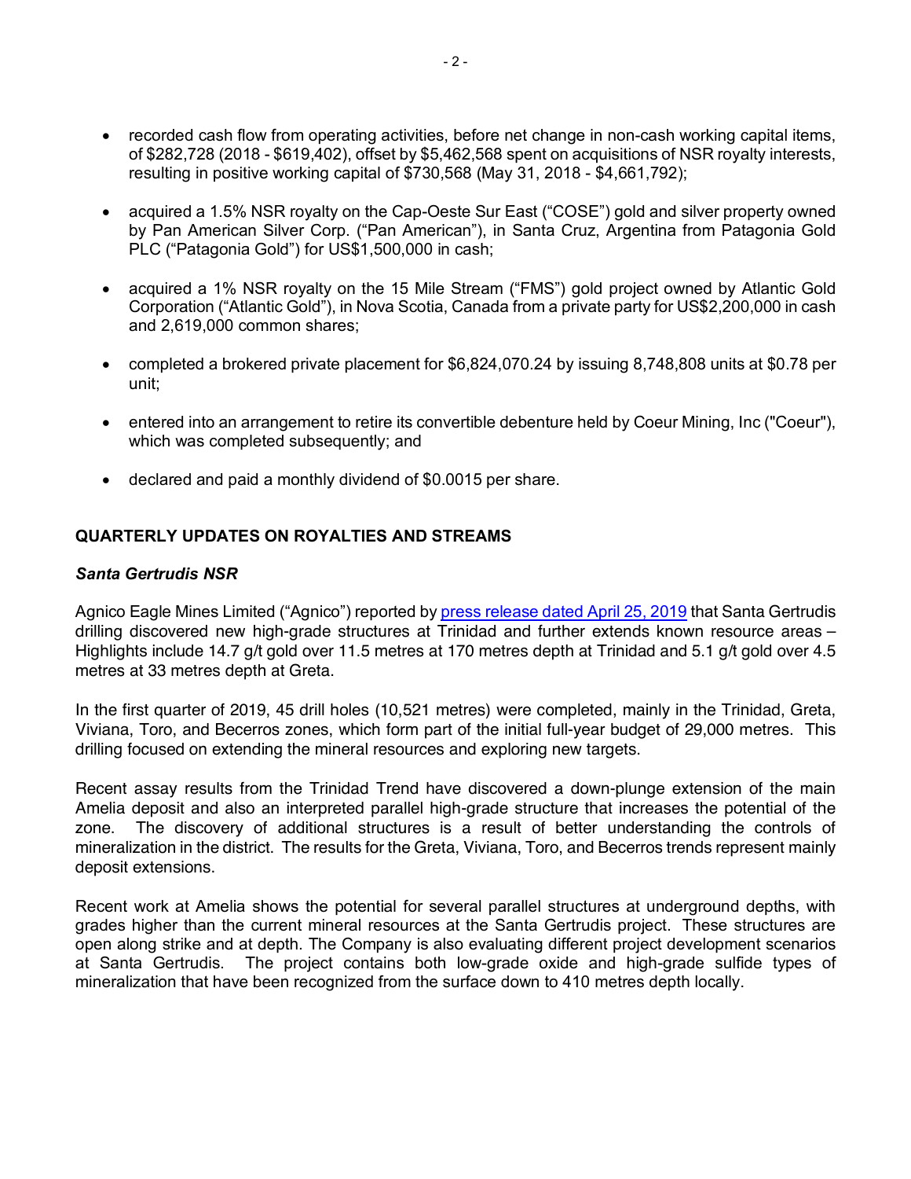- recorded cash flow from operating activities, before net change in non-cash working capital items, of $282,728 (2018 - $619,402), offset by $5,462,568 spent on acquisitions of NSR royalty interests, resulting in positive working capital of $730,568 (May 31, 2018 - $4,661,792);

- acquired a 1.5% NSR royalty on the Cap-Oeste Sur East ("COSE") gold and silver property owned by Pan American Silver Corp. ("Pan American"), in Santa Cruz, Argentina from Patagonia Gold PLC ("Patagonia Gold") for US$1,500,000 in cash;

- acquired a 1% NSR royalty on the 15 Mile Stream ("FMS") gold project owned by Atlantic Gold Corporation ("Atlantic Gold"), in Nova Scotia, Canada from a private party for US$2,200,000 in cash and 2,619,000 common shares;

- completed a brokered private placement for $6,824,070.24 by issuing 8,748,808 units at $0.78 per unit;

- entered into an arrangement to retire its convertible debenture held by Coeur Mining, Inc ("Coeur"), which was completed subsequently; and

- declared and paid a monthly dividend of $0.0015 per share.

## QUARTERLY UPDATES ON ROYALTIES AND STREAMS

### *Santa Gertrudis NSR*

Agnico Eagle Mines Limited ("Agnico") reported by press release dated April 25, 2019 that Santa Gertrudis drilling discovered new high-grade structures at Trinidad and further extends known resource areas – Highlights include 14.7 g/t gold over 11.5 metres at 170 metres depth at Trinidad and 5.1 g/t gold over 4.5 metres at 33 metres depth at Greta.

In the first quarter of 2019, 45 drill holes (10,521 metres) were completed, mainly in the Trinidad, Greta, Viviana, Toro, and Becerros zones, which form part of the initial full-year budget of 29,000 metres. This drilling focused on extending the mineral resources and exploring new targets.

Recent assay results from the Trinidad Trend have discovered a down-plunge extension of the main Amelia deposit and also an interpreted parallel high-grade structure that increases the potential of the zone. The discovery of additional structures is a result of better understanding the controls of mineralization in the district. The results for the Greta, Viviana, Toro, and Becerros trends represent mainly deposit extensions.

Recent work at Amelia shows the potential for several parallel structures at underground depths, with grades higher than the current mineral resources at the Santa Gertrudis project. These structures are open along strike and at depth. The Company is also evaluating different project development scenarios at Santa Gertrudis. The project contains both low-grade oxide and high-grade sulfide types of mineralization that have been recognized from the surface down to 410 metres depth locally.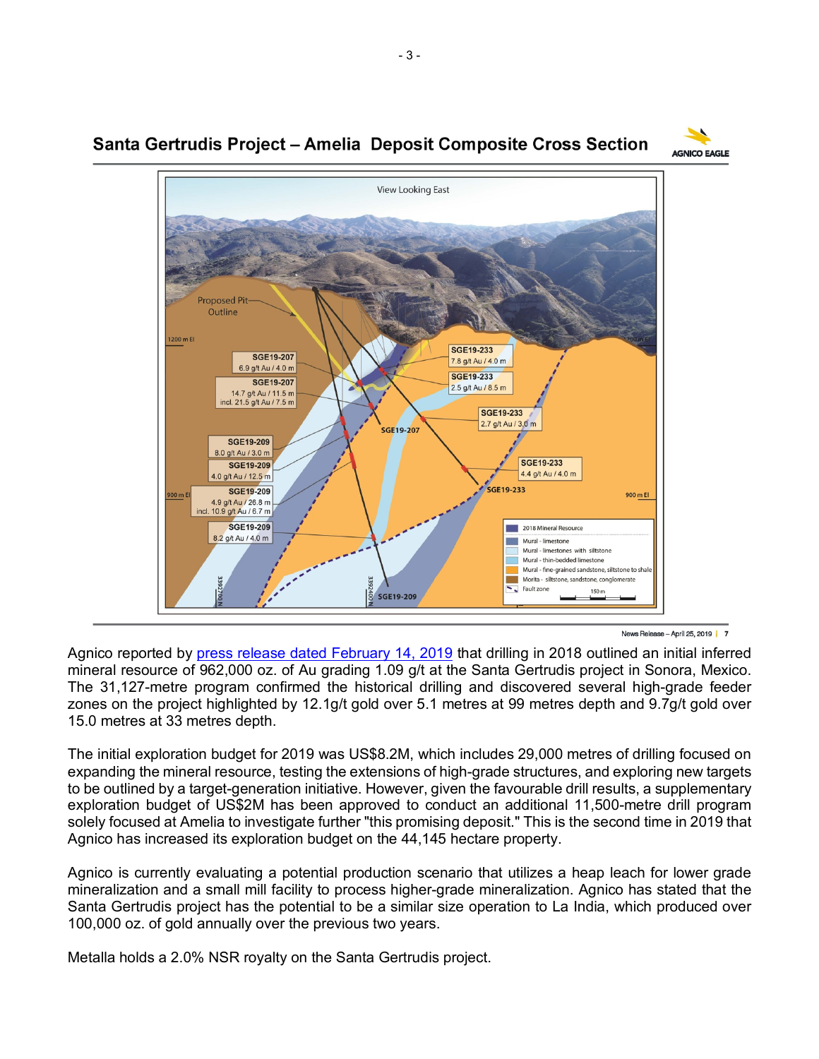## Santa Gertrudis Project – Amelia Deposit Composite Cross Section

Agnico reported by press release dated February 14, 2019 that drilling in 2018 outlined an initial inferred mineral resource of 962,000 oz. of Au grading 1.09 g/t at the Santa Gertrudis project in Sonora, Mexico. The 31,127-metre program confirmed the historical drilling and discovered several high-grade feeder zones on the project highlighted by 12.1g/t gold over 5.1 metres at 99 metres depth and 9.7g/t gold over 15.0 metres at 33 metres depth.

The initial exploration budget for 2019 was US$8.2M, which includes 29,000 metres of drilling focused on expanding the mineral resource, testing the extensions of high-grade structures, and exploring new targets to be outlined by a target-generation initiative. However, given the favourable drill results, a supplementary exploration budget of US$2M has been approved to conduct an additional 11,500-metre drill program solely focused at Amelia to investigate further "this promising deposit." This is the second time in 2019 that Agnico has increased its exploration budget on the 44,145 hectare property.

Agnico is currently evaluating a potential production scenario that utilizes a heap leach for lower grade mineralization and a small mill facility to process higher-grade mineralization. Agnico has stated that the Santa Gertrudis project has the potential to be a similar size operation to La India, which produced over 100,000 oz. of gold annually over the previous two years.

Metalla holds a 2.0% NSR royalty on the Santa Gertrudis project.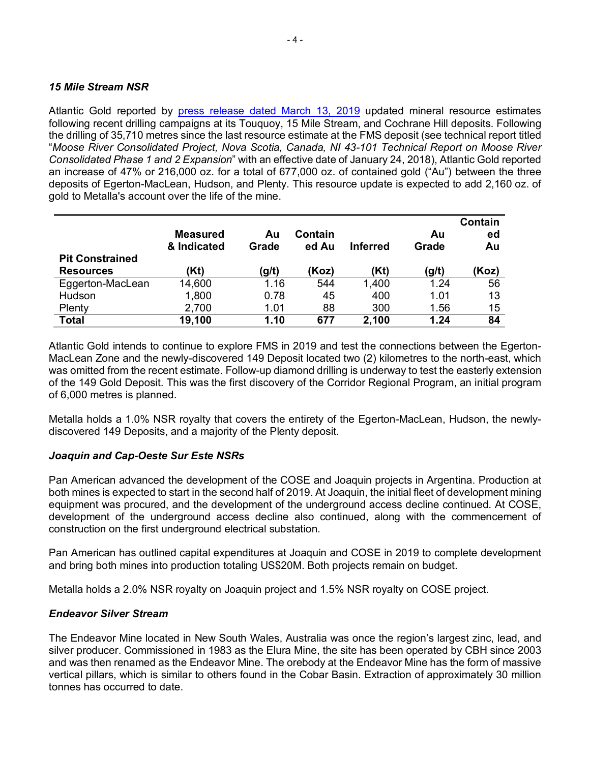### *15 Mile Stream NSR*

Atlantic Gold reported by press release dated March 13, 2019 updated mineral resource estimates following recent drilling campaigns at its Touquoy, 15 Mile Stream, and Cochrane Hill deposits. Following the drilling of 35,710 metres since the last resource estimate at the FMS deposit (see technical report titled "*Moose River Consolidated Project, Nova Scotia, Canada, NI 43-101 Technical Report on Moose River Consolidated Phase 1 and 2 Expansion*" with an effective date of January 24, 2018), Atlantic Gold reported an increase of 47% or 216,000 oz. for a total of 677,000 oz. of contained gold ("Au") between the three deposits of Egerton-MacLean, Hudson, and Plenty. This resource update is expected to add 2,160 oz. of gold to Metalla's account over the life of the mine.

| Pit Constrained Resources | Measured & Indicated (Kt) | Au Grade (g/t) | Contained Au (Koz) | Inferred (Kt) | Au Grade (g/t) | Contained Au (Koz) |
|---|---|---|---|---|---|---|
| Eggerton-MacLean | 14,600 | 1.16 | 544 | 1,400 | 1.24 | 56 |
| Hudson | 1,800 | 0.78 | 45 | 400 | 1.01 | 13 |
| Plenty | 2,700 | 1.01 | 88 | 300 | 1.56 | 15 |
| **Total** | **19,100** | **1.10** | **677** | **2,100** | **1.24** | **84** |

Atlantic Gold intends to continue to explore FMS in 2019 and test the connections between the Egerton-MacLean Zone and the newly-discovered 149 Deposit located two (2) kilometres to the north-east, which was omitted from the recent estimate. Follow-up diamond drilling is underway to test the easterly extension of the 149 Gold Deposit. This was the first discovery of the Corridor Regional Program, an initial program of 6,000 metres is planned.

Metalla holds a 1.0% NSR royalty that covers the entirety of the Egerton-MacLean, Hudson, the newly-discovered 149 Deposits, and a majority of the Plenty deposit.

### *Joaquin and Cap-Oeste Sur Este NSRs*

Pan American advanced the development of the COSE and Joaquin projects in Argentina. Production at both mines is expected to start in the second half of 2019. At Joaquin, the initial fleet of development mining equipment was procured, and the development of the underground access decline continued. At COSE, development of the underground access decline also continued, along with the commencement of construction on the first underground electrical substation.

Pan American has outlined capital expenditures at Joaquin and COSE in 2019 to complete development and bring both mines into production totaling US$20M. Both projects remain on budget.

Metalla holds a 2.0% NSR royalty on Joaquin project and 1.5% NSR royalty on COSE project.

### *Endeavor Silver Stream*

The Endeavor Mine located in New South Wales, Australia was once the region's largest zinc, lead, and silver producer. Commissioned in 1983 as the Elura Mine, the site has been operated by CBH since 2003 and was then renamed as the Endeavor Mine. The orebody at the Endeavor Mine has the form of massive vertical pillars, which is similar to others found in the Cobar Basin. Extraction of approximately 30 million tonnes has occurred to date.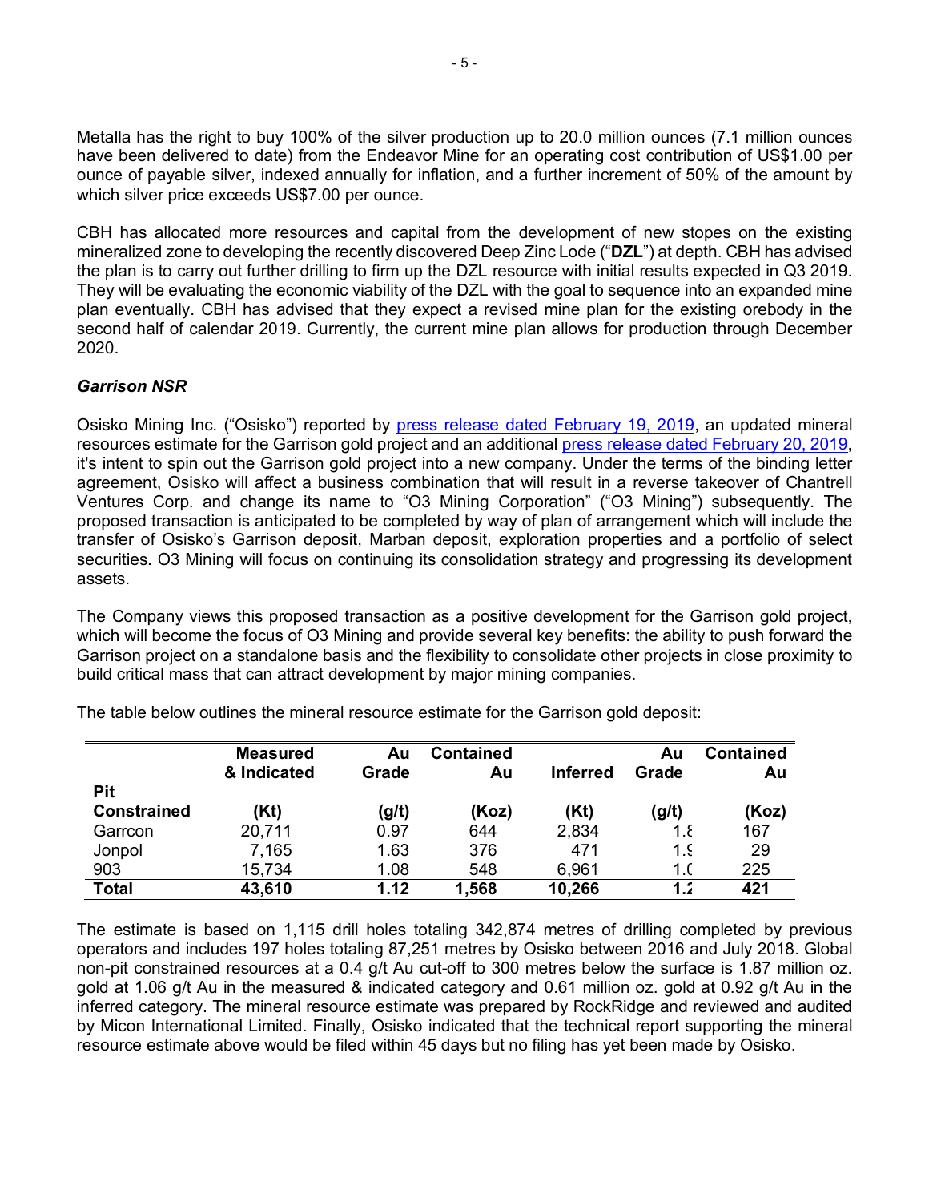Metalla has the right to buy 100% of the silver production up to 20.0 million ounces (7.1 million ounces have been delivered to date) from the Endeavor Mine for an operating cost contribution of US$1.00 per ounce of payable silver, indexed annually for inflation, and a further increment of 50% of the amount by which silver price exceeds US$7.00 per ounce.

CBH has allocated more resources and capital from the development of new stopes on the existing mineralized zone to developing the recently discovered Deep Zinc Lode ("**DZL**") at depth. CBH has advised the plan is to carry out further drilling to firm up the DZL resource with initial results expected in Q3 2019. They will be evaluating the economic viability of the DZL with the goal to sequence into an expanded mine plan eventually. CBH has advised that they expect a revised mine plan for the existing orebody in the second half of calendar 2019. Currently, the current mine plan allows for production through December 2020.

***Garrison NSR***

Osisko Mining Inc. ("Osisko") reported by [press release dated February 19, 2019](), an updated mineral resources estimate for the Garrison gold project and an additional [press release dated February 20, 2019](), it's intent to spin out the Garrison gold project into a new company. Under the terms of the binding letter agreement, Osisko will affect a business combination that will result in a reverse takeover of Chantrell Ventures Corp. and change its name to "O3 Mining Corporation" ("O3 Mining") subsequently. The proposed transaction is anticipated to be completed by way of plan of arrangement which will include the transfer of Osisko's Garrison deposit, Marban deposit, exploration properties and a portfolio of select securities. O3 Mining will focus on continuing its consolidation strategy and progressing its development assets.

The Company views this proposed transaction as a positive development for the Garrison gold project, which will become the focus of O3 Mining and provide several key benefits: the ability to push forward the Garrison project on a standalone basis and the flexibility to consolidate other projects in close proximity to build critical mass that can attract development by major mining companies.

The table below outlines the mineral resource estimate for the Garrison gold deposit:

| Pit Constrained | Measured & Indicated (Kt) | Au Grade (g/t) | Contained Au (Koz) | Inferred (Kt) | Au Grade (g/t) | Contained Au (Koz) |
|---|---|---|---|---|---|---|
| Garrcon | 20,711 | 0.97 | 644 | 2,834 | 1.8 | 167 |
| Jonpol | 7,165 | 1.63 | 376 | 471 | 1.9 | 29 |
| 903 | 15,734 | 1.08 | 548 | 6,961 | 1.0 | 225 |
| **Total** | **43,610** | **1.12** | **1,568** | **10,266** | **1.2** | **421** |

The estimate is based on 1,115 drill holes totaling 342,874 metres of drilling completed by previous operators and includes 197 holes totaling 87,251 metres by Osisko between 2016 and July 2018. Global non-pit constrained resources at a 0.4 g/t Au cut-off to 300 metres below the surface is 1.87 million oz. gold at 1.06 g/t Au in the measured & indicated category and 0.61 million oz. gold at 0.92 g/t Au in the inferred category. The mineral resource estimate was prepared by RockRidge and reviewed and audited by Micon International Limited. Finally, Osisko indicated that the technical report supporting the mineral resource estimate above would be filed within 45 days but no filing has yet been made by Osisko.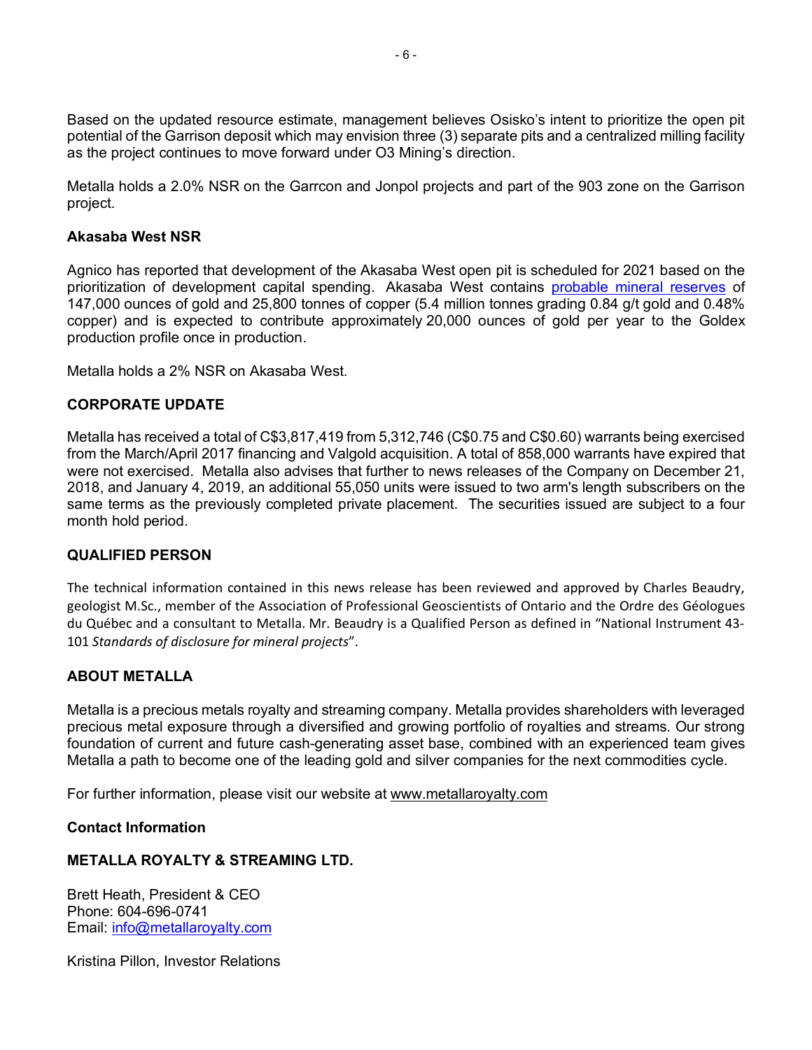Based on the updated resource estimate, management believes Osisko's intent to prioritize the open pit potential of the Garrison deposit which may envision three (3) separate pits and a centralized milling facility as the project continues to move forward under O3 Mining's direction.

Metalla holds a 2.0% NSR on the Garrcon and Jonpol projects and part of the 903 zone on the Garrison project.

### Akasaba West NSR

Agnico has reported that development of the Akasaba West open pit is scheduled for 2021 based on the prioritization of development capital spending. Akasaba West contains probable mineral reserves of 147,000 ounces of gold and 25,800 tonnes of copper (5.4 million tonnes grading 0.84 g/t gold and 0.48% copper) and is expected to contribute approximately 20,000 ounces of gold per year to the Goldex production profile once in production.

Metalla holds a 2% NSR on Akasaba West.

## CORPORATE UPDATE

Metalla has received a total of C$3,817,419 from 5,312,746 (C$0.75 and C$0.60) warrants being exercised from the March/April 2017 financing and Valgold acquisition. A total of 858,000 warrants have expired that were not exercised. Metalla also advises that further to news releases of the Company on December 21, 2018, and January 4, 2019, an additional 55,050 units were issued to two arm's length subscribers on the same terms as the previously completed private placement. The securities issued are subject to a four month hold period.

## QUALIFIED PERSON

The technical information contained in this news release has been reviewed and approved by Charles Beaudry, geologist M.Sc., member of the Association of Professional Geoscientists of Ontario and the Ordre des Géologues du Québec and a consultant to Metalla. Mr. Beaudry is a Qualified Person as defined in "National Instrument 43-101 *Standards of disclosure for mineral projects*".

## ABOUT METALLA

Metalla is a precious metals royalty and streaming company. Metalla provides shareholders with leveraged precious metal exposure through a diversified and growing portfolio of royalties and streams. Our strong foundation of current and future cash-generating asset base, combined with an experienced team gives Metalla a path to become one of the leading gold and silver companies for the next commodities cycle.

For further information, please visit our website at www.metallaroyalty.com

### Contact Information

### METALLA ROYALTY & STREAMING LTD.

Brett Heath, President & CEO
Phone: 604-696-0741
Email: info@metallaroyalty.com

Kristina Pillon, Investor Relations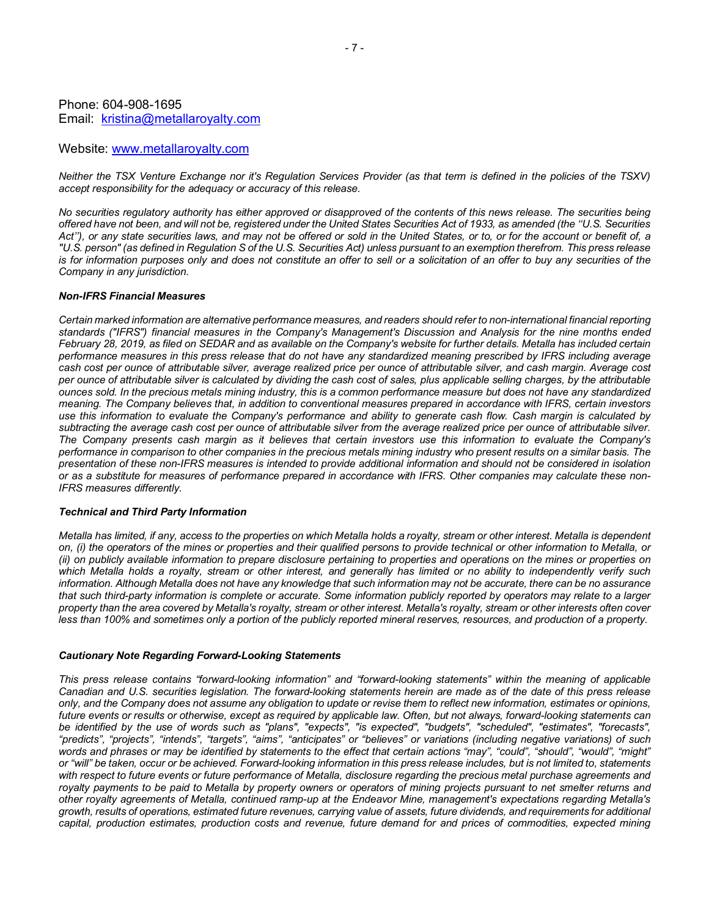Phone: 604-908-1695
Email: [kristina@metallaroyalty.com](mailto:kristina@metallaroyalty.com)

Website: [www.metallaroyalty.com](http://www.metallaroyalty.com)

*Neither the TSX Venture Exchange nor it's Regulation Services Provider (as that term is defined in the policies of the TSXV) accept responsibility for the adequacy or accuracy of this release.*

*No securities regulatory authority has either approved or disapproved of the contents of this news release. The securities being offered have not been, and will not be, registered under the United States Securities Act of 1933, as amended (the "U.S. Securities Act"), or any state securities laws, and may not be offered or sold in the United States, or to, or for the account or benefit of, a "U.S. person" (as defined in Regulation S of the U.S. Securities Act) unless pursuant to an exemption therefrom. This press release is for information purposes only and does not constitute an offer to sell or a solicitation of an offer to buy any securities of the Company in any jurisdiction.*

***Non-IFRS Financial Measures***

*Certain marked information are alternative performance measures, and readers should refer to non-international financial reporting standards ("IFRS") financial measures in the Company's Management's Discussion and Analysis for the nine months ended February 28, 2019, as filed on SEDAR and as available on the Company's website for further details. Metalla has included certain performance measures in this press release that do not have any standardized meaning prescribed by IFRS including average cash cost per ounce of attributable silver, average realized price per ounce of attributable silver, and cash margin. Average cost per ounce of attributable silver is calculated by dividing the cash cost of sales, plus applicable selling charges, by the attributable ounces sold. In the precious metals mining industry, this is a common performance measure but does not have any standardized meaning. The Company believes that, in addition to conventional measures prepared in accordance with IFRS, certain investors use this information to evaluate the Company's performance and ability to generate cash flow. Cash margin is calculated by subtracting the average cash cost per ounce of attributable silver from the average realized price per ounce of attributable silver. The Company presents cash margin as it believes that certain investors use this information to evaluate the Company's performance in comparison to other companies in the precious metals mining industry who present results on a similar basis. The presentation of these non-IFRS measures is intended to provide additional information and should not be considered in isolation or as a substitute for measures of performance prepared in accordance with IFRS. Other companies may calculate these non-IFRS measures differently.*

***Technical and Third Party Information***

*Metalla has limited, if any, access to the properties on which Metalla holds a royalty, stream or other interest. Metalla is dependent on, (i) the operators of the mines or properties and their qualified persons to provide technical or other information to Metalla, or (ii) on publicly available information to prepare disclosure pertaining to properties and operations on the mines or properties on which Metalla holds a royalty, stream or other interest, and generally has limited or no ability to independently verify such information. Although Metalla does not have any knowledge that such information may not be accurate, there can be no assurance that such third-party information is complete or accurate. Some information publicly reported by operators may relate to a larger property than the area covered by Metalla's royalty, stream or other interest. Metalla's royalty, stream or other interests often cover less than 100% and sometimes only a portion of the publicly reported mineral reserves, resources, and production of a property.*

***Cautionary Note Regarding Forward-Looking Statements***

*This press release contains "forward-looking information" and "forward-looking statements" within the meaning of applicable Canadian and U.S. securities legislation. The forward-looking statements herein are made as of the date of this press release only, and the Company does not assume any obligation to update or revise them to reflect new information, estimates or opinions, future events or results or otherwise, except as required by applicable law. Often, but not always, forward-looking statements can be identified by the use of words such as "plans", "expects", "is expected", "budgets", "scheduled", "estimates", "forecasts", "predicts", "projects", "intends", "targets", "aims", "anticipates" or "believes" or variations (including negative variations) of such words and phrases or may be identified by statements to the effect that certain actions "may", "could", "should", "would", "might" or "will" be taken, occur or be achieved. Forward-looking information in this press release includes, but is not limited to, statements with respect to future events or future performance of Metalla, disclosure regarding the precious metal purchase agreements and royalty payments to be paid to Metalla by property owners or operators of mining projects pursuant to net smelter returns and other royalty agreements of Metalla, continued ramp-up at the Endeavor Mine, management's expectations regarding Metalla's growth, results of operations, estimated future revenues, carrying value of assets, future dividends, and requirements for additional capital, production estimates, production costs and revenue, future demand for and prices of commodities, expected mining*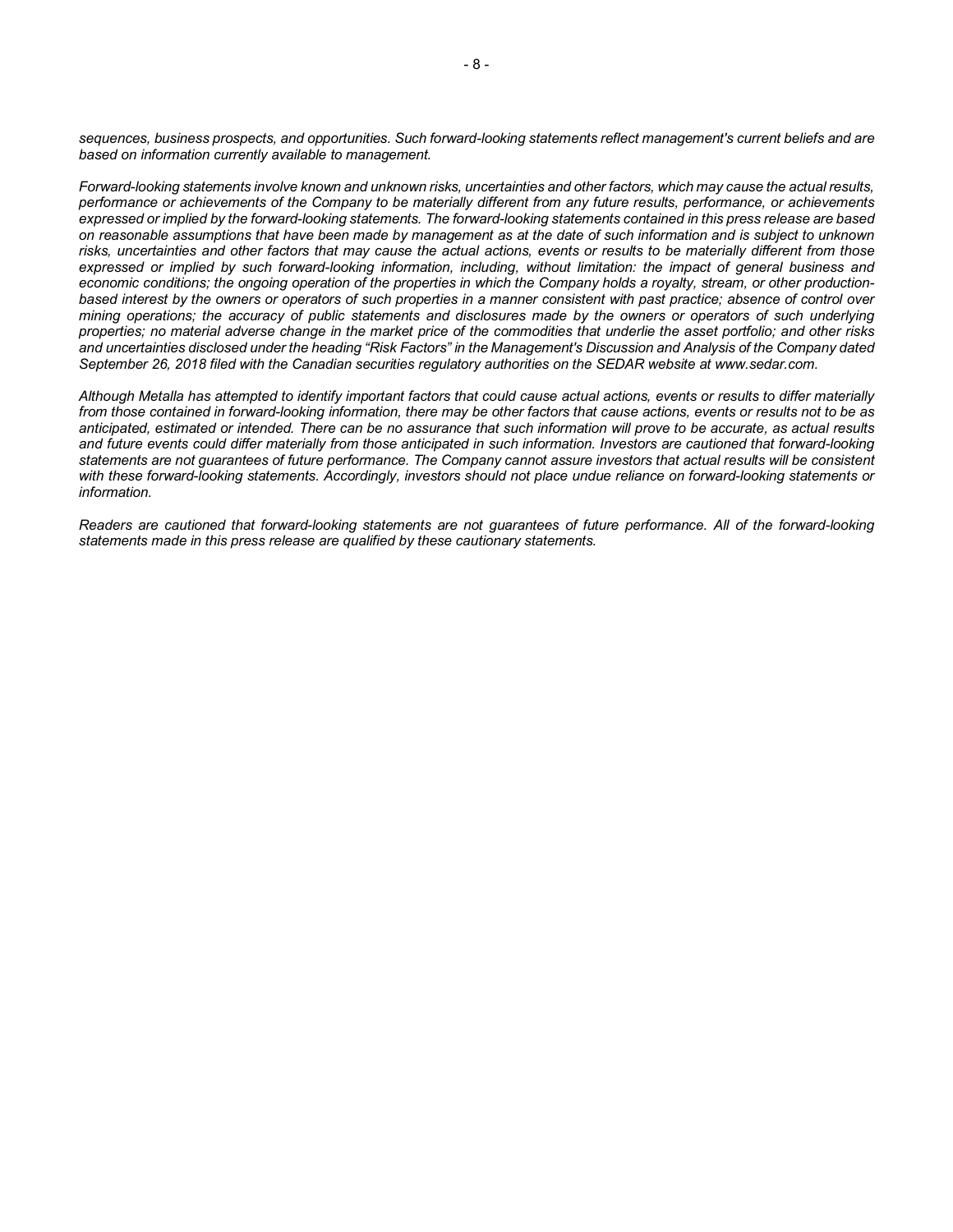*sequences, business prospects, and opportunities. Such forward-looking statements reflect management's current beliefs and are based on information currently available to management.*

*Forward-looking statements involve known and unknown risks, uncertainties and other factors, which may cause the actual results, performance or achievements of the Company to be materially different from any future results, performance, or achievements expressed or implied by the forward-looking statements. The forward-looking statements contained in this press release are based on reasonable assumptions that have been made by management as at the date of such information and is subject to unknown risks, uncertainties and other factors that may cause the actual actions, events or results to be materially different from those expressed or implied by such forward-looking information, including, without limitation: the impact of general business and economic conditions; the ongoing operation of the properties in which the Company holds a royalty, stream, or other production-based interest by the owners or operators of such properties in a manner consistent with past practice; absence of control over mining operations; the accuracy of public statements and disclosures made by the owners or operators of such underlying properties; no material adverse change in the market price of the commodities that underlie the asset portfolio; and other risks and uncertainties disclosed under the heading "Risk Factors" in the Management's Discussion and Analysis of the Company dated September 26, 2018 filed with the Canadian securities regulatory authorities on the SEDAR website at www.sedar.com.*

*Although Metalla has attempted to identify important factors that could cause actual actions, events or results to differ materially from those contained in forward-looking information, there may be other factors that cause actions, events or results not to be as anticipated, estimated or intended. There can be no assurance that such information will prove to be accurate, as actual results and future events could differ materially from those anticipated in such information. Investors are cautioned that forward-looking statements are not guarantees of future performance. The Company cannot assure investors that actual results will be consistent with these forward-looking statements. Accordingly, investors should not place undue reliance on forward-looking statements or information.*

*Readers are cautioned that forward-looking statements are not guarantees of future performance. All of the forward-looking statements made in this press release are qualified by these cautionary statements.*